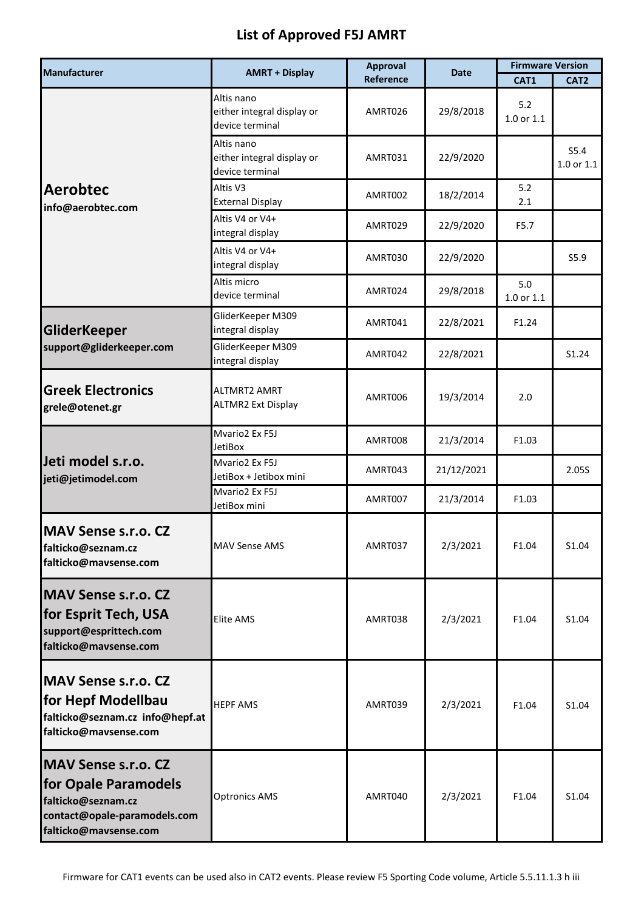# List of Approved F5J AMRT

| Manufacturer | AMRT + Display | Approval Reference | Date | Firmware Version | |
|---|---|---|---|---|---|
| | | | | CAT1 | CAT2 |
| **Aerobtec** info@aerobtec.com | Altis nano either integral display or device terminal | AMRT026 | 29/8/2018 | 5.2 1.0 or 1.1 | |
| | Altis nano either integral display or device terminal | AMRT031 | 22/9/2020 | | S5.4 1.0 or 1.1 |
| | Altis V3 External Display | AMRT002 | 18/2/2014 | 5.2 2.1 | |
| | Altis V4 or V4+ integral display | AMRT029 | 22/9/2020 | F5.7 | |
| | Altis V4 or V4+ integral display | AMRT030 | 22/9/2020 | | S5.9 |
| | Altis micro device terminal | AMRT024 | 29/8/2018 | 5.0 1.0 or 1.1 | |
| **GliderKeeper** support@gliderkeeper.com | GliderKeeper M309 integral display | AMRT041 | 22/8/2021 | F1.24 | |
| | GliderKeeper M309 integral display | AMRT042 | 22/8/2021 | | S1.24 |
| **Greek Electronics** grele@otenet.gr | ALTMRT2 AMRT ALTMR2 Ext Display | AMRT006 | 19/3/2014 | 2.0 | |
| **Jeti model s.r.o.** jeti@jetimodel.com | Mvario2 Ex F5J JetiBox | AMRT008 | 21/3/2014 | F1.03 | |
| | Mvario2 Ex F5J JetiBox + Jetibox mini | AMRT043 | 21/12/2021 | | 2.05S |
| | Mvario2 Ex F5J JetiBox mini | AMRT007 | 21/3/2014 | F1.03 | |
| **MAV Sense s.r.o. CZ** falticko@seznam.cz falticko@mavsense.com | MAV Sense AMS | AMRT037 | 2/3/2021 | F1.04 | S1.04 |
| **MAV Sense s.r.o. CZ for Esprit Tech, USA** support@esprittech.com falticko@mavsense.com | Elite AMS | AMRT038 | 2/3/2021 | F1.04 | S1.04 |
| **MAV Sense s.r.o. CZ for Hepf Modellbau** falticko@seznam.cz info@hepf.at falticko@mavsense.com | HEPF AMS | AMRT039 | 2/3/2021 | F1.04 | S1.04 |
| **MAV Sense s.r.o. CZ for Opale Paramodels** falticko@seznam.cz contact@opale-paramodels.com falticko@mavsense.com | Optronics AMS | AMRT040 | 2/3/2021 | F1.04 | S1.04 |

Firmware for CAT1 events can be used also in CAT2 events. Please review F5 Sporting Code volume, Article 5.5.11.1.3 h iii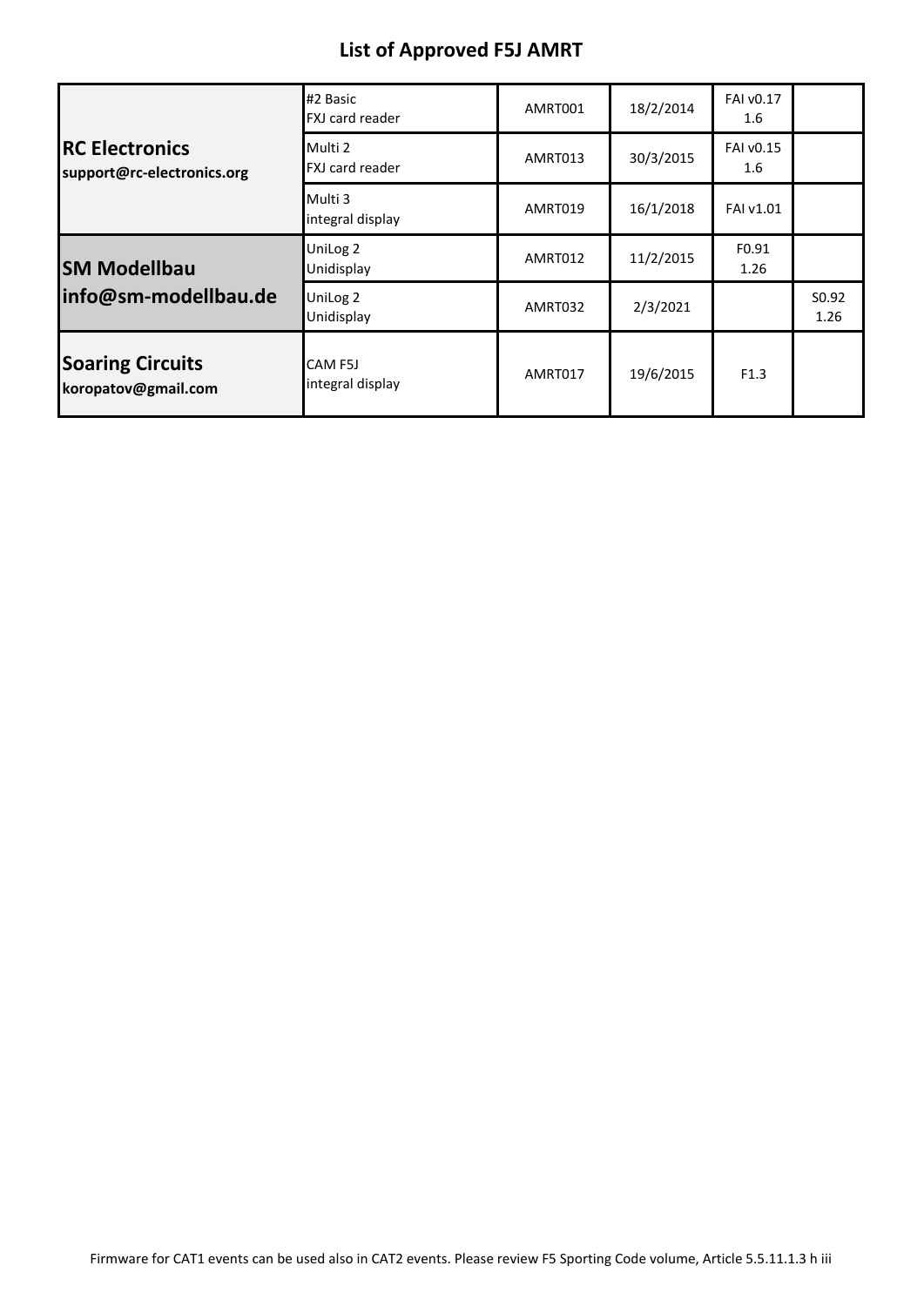# List of Approved F5J AMRT

| | | | | | |
|---|---|---|---|---|---|
| **RC Electronics** **support@rc-electronics.org** | #2 Basic FXJ card reader | AMRT001 | 18/2/2014 | FAI v0.17 1.6 | |
| | Multi 2 FXJ card reader | AMRT013 | 30/3/2015 | FAI v0.15 1.6 | |
| | Multi 3 integral display | AMRT019 | 16/1/2018 | FAI v1.01 | |
| **SM Modellbau** **info@sm-modellbau.de** | UniLog 2 Unidisplay | AMRT012 | 11/2/2015 | F0.91 1.26 | |
| | UniLog 2 Unidisplay | AMRT032 | 2/3/2021 | | S0.92 1.26 |
| **Soaring Circuits** **koropatov@gmail.com** | CAM F5J integral display | AMRT017 | 19/6/2015 | F1.3 | |

Firmware for CAT1 events can be used also in CAT2 events. Please review F5 Sporting Code volume, Article 5.5.11.1.3 h iii